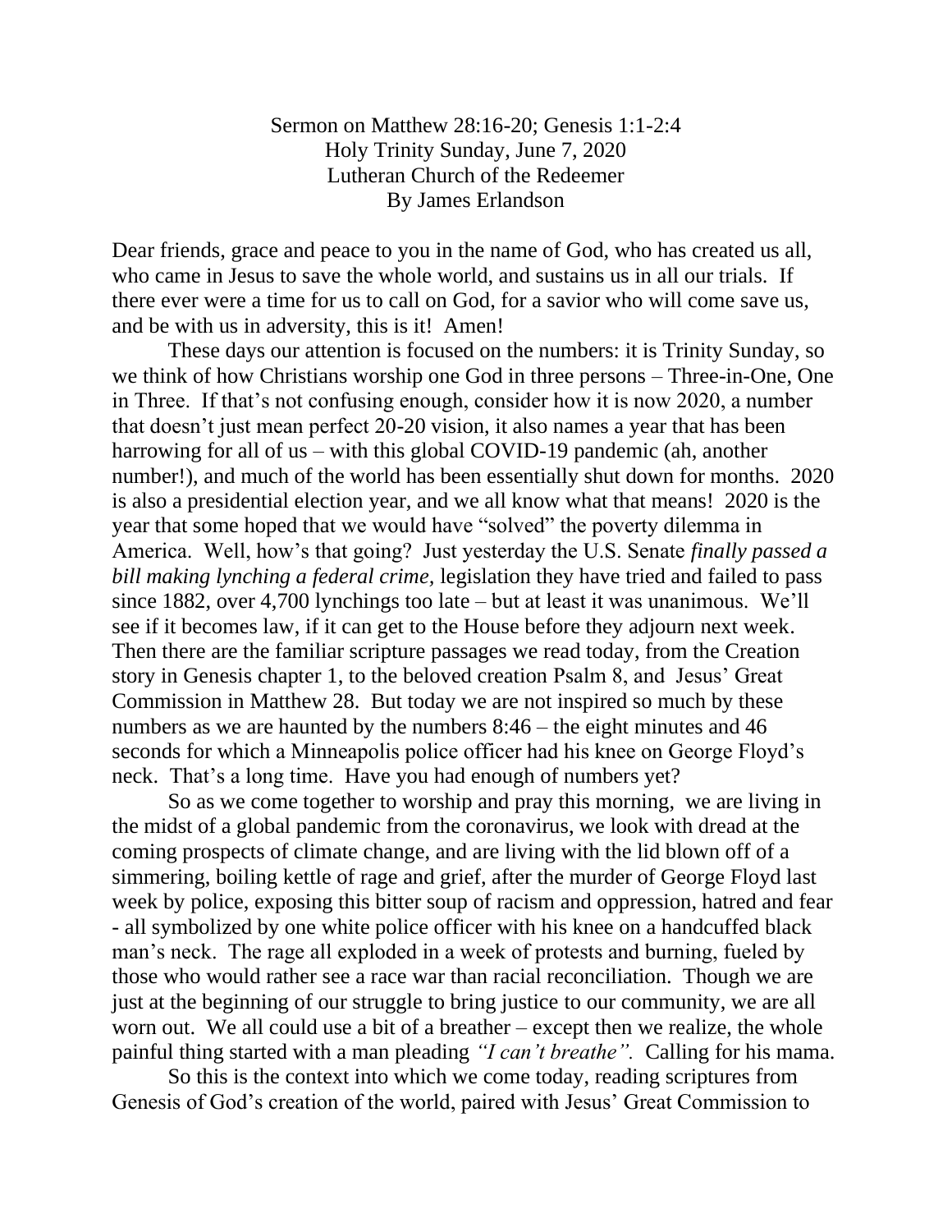Sermon on Matthew 28:16-20; Genesis 1:1-2:4
Holy Trinity Sunday, June 7, 2020
Lutheran Church of the Redeemer
By James Erlandson

Dear friends, grace and peace to you in the name of God, who has created us all, who came in Jesus to save the whole world, and sustains us in all our trials. If there ever were a time for us to call on God, for a savior who will come save us, and be with us in adversity, this is it! Amen!

These days our attention is focused on the numbers: it is Trinity Sunday, so we think of how Christians worship one God in three persons – Three-in-One, One in Three. If that's not confusing enough, consider how it is now 2020, a number that doesn't just mean perfect 20-20 vision, it also names a year that has been harrowing for all of us – with this global COVID-19 pandemic (ah, another number!), and much of the world has been essentially shut down for months. 2020 is also a presidential election year, and we all know what that means! 2020 is the year that some hoped that we would have "solved" the poverty dilemma in America. Well, how's that going? Just yesterday the U.S. Senate *finally passed a bill making lynching a federal crime,* legislation they have tried and failed to pass since 1882, over 4,700 lynchings too late – but at least it was unanimous. We'll see if it becomes law, if it can get to the House before they adjourn next week. Then there are the familiar scripture passages we read today, from the Creation story in Genesis chapter 1, to the beloved creation Psalm 8, and Jesus' Great Commission in Matthew 28. But today we are not inspired so much by these numbers as we are haunted by the numbers 8:46 – the eight minutes and 46 seconds for which a Minneapolis police officer had his knee on George Floyd's neck. That's a long time. Have you had enough of numbers yet?

So as we come together to worship and pray this morning, we are living in the midst of a global pandemic from the coronavirus, we look with dread at the coming prospects of climate change, and are living with the lid blown off of a simmering, boiling kettle of rage and grief, after the murder of George Floyd last week by police, exposing this bitter soup of racism and oppression, hatred and fear - all symbolized by one white police officer with his knee on a handcuffed black man's neck. The rage all exploded in a week of protests and burning, fueled by those who would rather see a race war than racial reconciliation. Though we are just at the beginning of our struggle to bring justice to our community, we are all worn out. We all could use a bit of a breather – except then we realize, the whole painful thing started with a man pleading *"I can't breathe"*. Calling for his mama.

So this is the context into which we come today, reading scriptures from Genesis of God's creation of the world, paired with Jesus' Great Commission to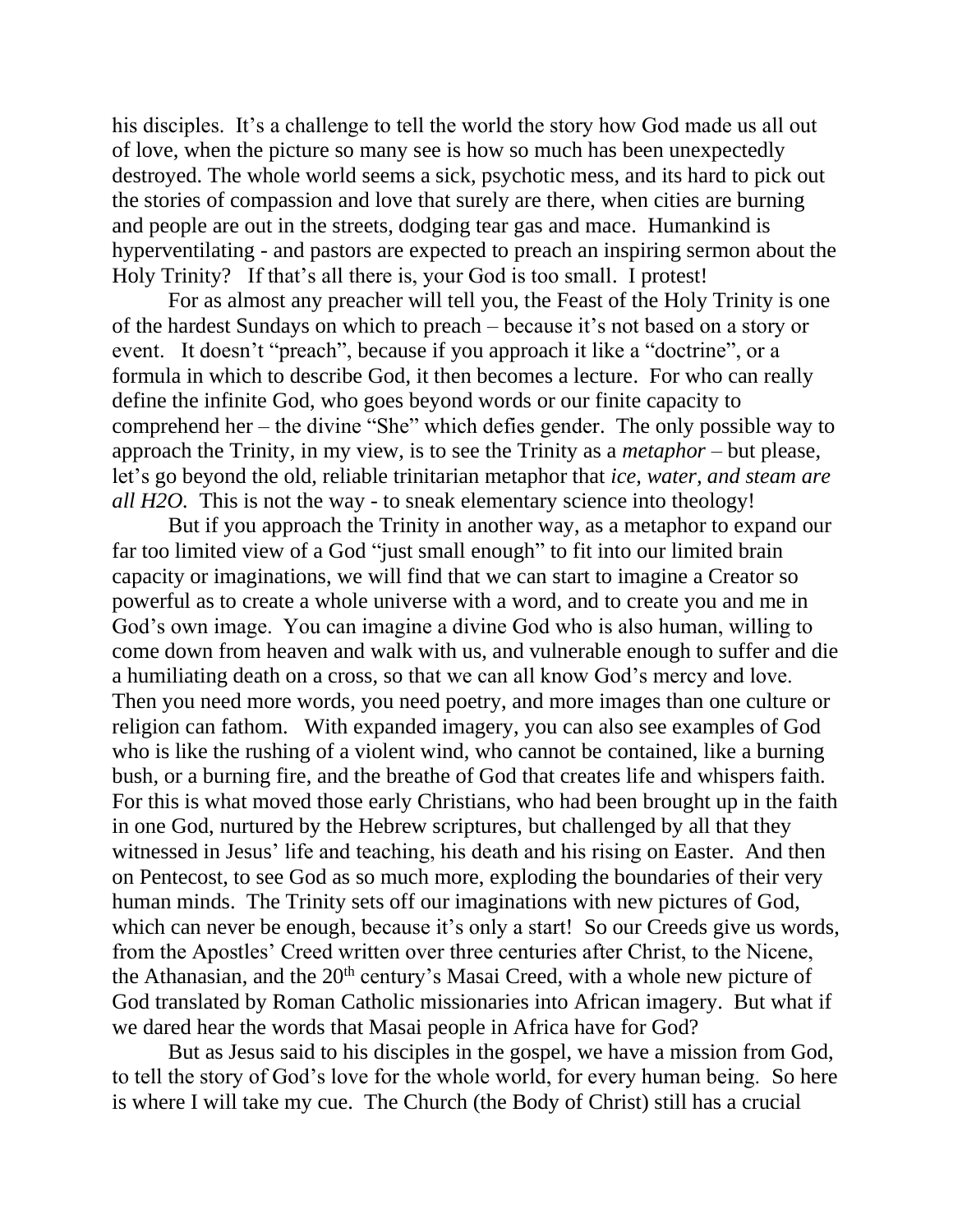his disciples. It's a challenge to tell the world the story how God made us all out of love, when the picture so many see is how so much has been unexpectedly destroyed. The whole world seems a sick, psychotic mess, and its hard to pick out the stories of compassion and love that surely are there, when cities are burning and people are out in the streets, dodging tear gas and mace. Humankind is hyperventilating - and pastors are expected to preach an inspiring sermon about the Holy Trinity? If that's all there is, your God is too small. I protest!

For as almost any preacher will tell you, the Feast of the Holy Trinity is one of the hardest Sundays on which to preach – because it's not based on a story or event. It doesn't "preach", because if you approach it like a "doctrine", or a formula in which to describe God, it then becomes a lecture. For who can really define the infinite God, who goes beyond words or our finite capacity to comprehend her – the divine "She" which defies gender. The only possible way to approach the Trinity, in my view, is to see the Trinity as a *metaphor* – but please, let's go beyond the old, reliable trinitarian metaphor that *ice, water, and steam are all H2O*. This is not the way - to sneak elementary science into theology!

But if you approach the Trinity in another way, as a metaphor to expand our far too limited view of a God "just small enough" to fit into our limited brain capacity or imaginations, we will find that we can start to imagine a Creator so powerful as to create a whole universe with a word, and to create you and me in God's own image. You can imagine a divine God who is also human, willing to come down from heaven and walk with us, and vulnerable enough to suffer and die a humiliating death on a cross, so that we can all know God's mercy and love. Then you need more words, you need poetry, and more images than one culture or religion can fathom. With expanded imagery, you can also see examples of God who is like the rushing of a violent wind, who cannot be contained, like a burning bush, or a burning fire, and the breathe of God that creates life and whispers faith. For this is what moved those early Christians, who had been brought up in the faith in one God, nurtured by the Hebrew scriptures, but challenged by all that they witnessed in Jesus' life and teaching, his death and his rising on Easter. And then on Pentecost, to see God as so much more, exploding the boundaries of their very human minds. The Trinity sets off our imaginations with new pictures of God, which can never be enough, because it's only a start! So our Creeds give us words, from the Apostles' Creed written over three centuries after Christ, to the Nicene, the Athanasian, and the 20th century's Masai Creed, with a whole new picture of God translated by Roman Catholic missionaries into African imagery. But what if we dared hear the words that Masai people in Africa have for God?

But as Jesus said to his disciples in the gospel, we have a mission from God, to tell the story of God's love for the whole world, for every human being. So here is where I will take my cue. The Church (the Body of Christ) still has a crucial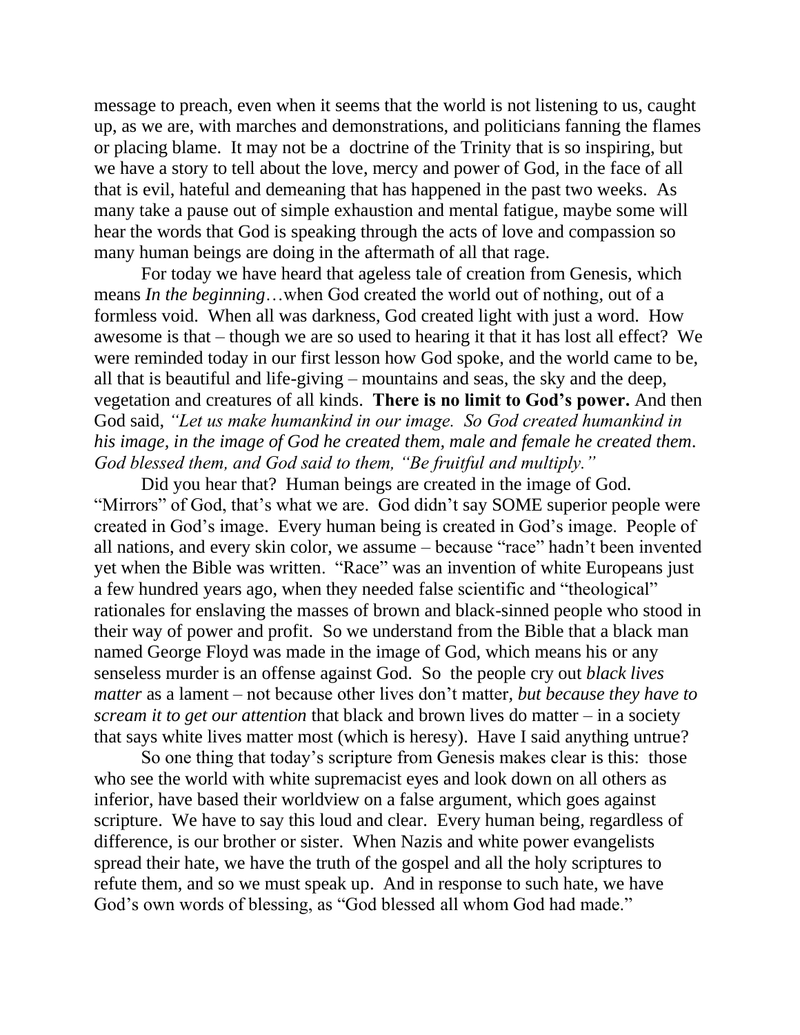message to preach, even when it seems that the world is not listening to us, caught up, as we are, with marches and demonstrations, and politicians fanning the flames or placing blame. It may not be a doctrine of the Trinity that is so inspiring, but we have a story to tell about the love, mercy and power of God, in the face of all that is evil, hateful and demeaning that has happened in the past two weeks. As many take a pause out of simple exhaustion and mental fatigue, maybe some will hear the words that God is speaking through the acts of love and compassion so many human beings are doing in the aftermath of all that rage.

For today we have heard that ageless tale of creation from Genesis, which means *In the beginning*…when God created the world out of nothing, out of a formless void. When all was darkness, God created light with just a word. How awesome is that – though we are so used to hearing it that it has lost all effect? We were reminded today in our first lesson how God spoke, and the world came to be, all that is beautiful and life-giving – mountains and seas, the sky and the deep, vegetation and creatures of all kinds. **There is no limit to God's power.** And then God said, *"Let us make humankind in our image. So God created humankind in his image, in the image of God he created them, male and female he created them. God blessed them, and God said to them, "Be fruitful and multiply."*

Did you hear that? Human beings are created in the image of God. "Mirrors" of God, that's what we are. God didn't say SOME superior people were created in God's image. Every human being is created in God's image. People of all nations, and every skin color, we assume – because "race" hadn't been invented yet when the Bible was written. "Race" was an invention of white Europeans just a few hundred years ago, when they needed false scientific and "theological" rationales for enslaving the masses of brown and black-sinned people who stood in their way of power and profit. So we understand from the Bible that a black man named George Floyd was made in the image of God, which means his or any senseless murder is an offense against God. So the people cry out *black lives matter* as a lament – not because other lives don't matter, *but because they have to scream it to get our attention* that black and brown lives do matter – in a society that says white lives matter most (which is heresy). Have I said anything untrue?

So one thing that today's scripture from Genesis makes clear is this: those who see the world with white supremacist eyes and look down on all others as inferior, have based their worldview on a false argument, which goes against scripture. We have to say this loud and clear. Every human being, regardless of difference, is our brother or sister. When Nazis and white power evangelists spread their hate, we have the truth of the gospel and all the holy scriptures to refute them, and so we must speak up. And in response to such hate, we have God's own words of blessing, as "God blessed all whom God had made."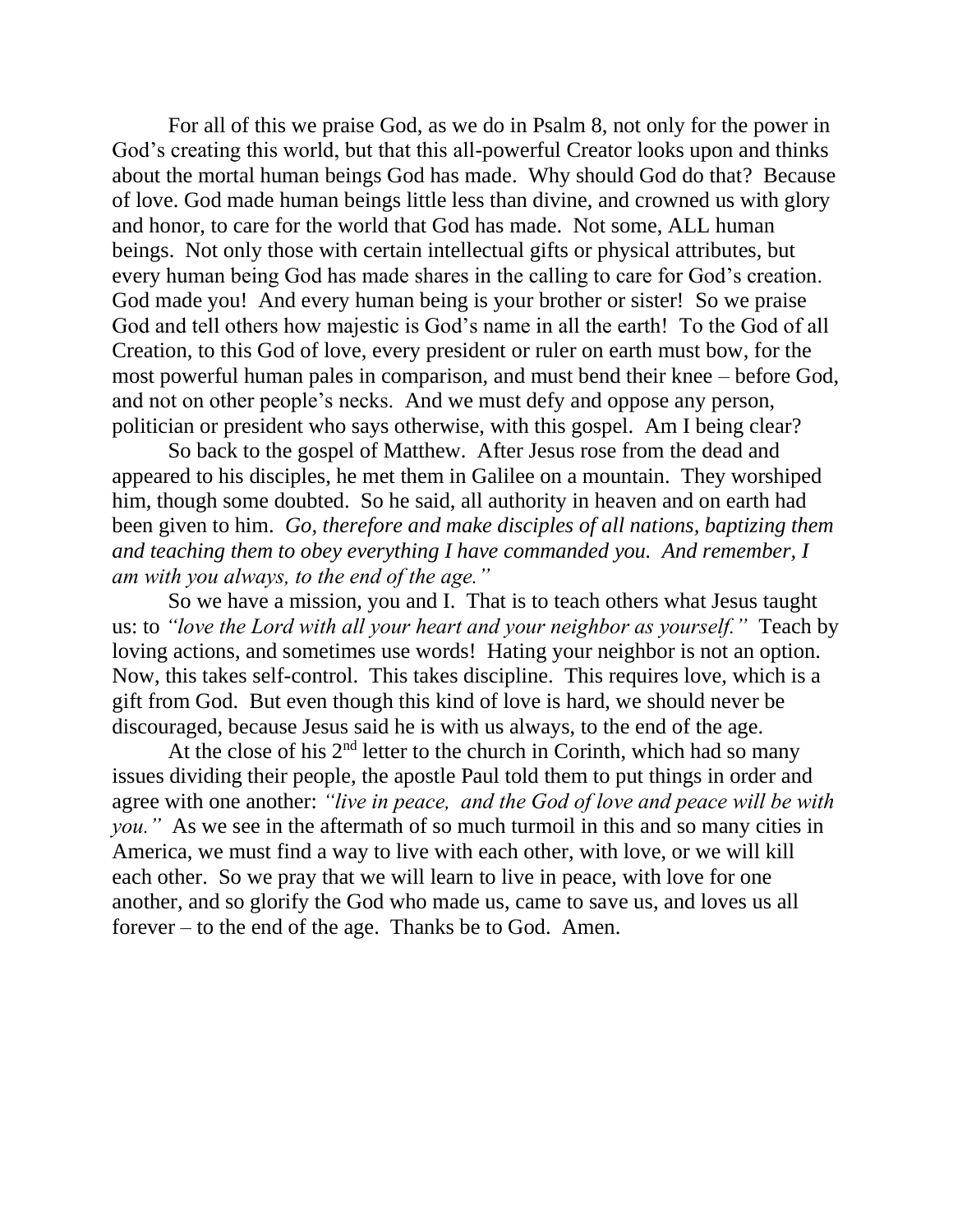For all of this we praise God, as we do in Psalm 8, not only for the power in God's creating this world, but that this all-powerful Creator looks upon and thinks about the mortal human beings God has made. Why should God do that? Because of love. God made human beings little less than divine, and crowned us with glory and honor, to care for the world that God has made. Not some, ALL human beings. Not only those with certain intellectual gifts or physical attributes, but every human being God has made shares in the calling to care for God's creation. God made you! And every human being is your brother or sister! So we praise God and tell others how majestic is God's name in all the earth! To the God of all Creation, to this God of love, every president or ruler on earth must bow, for the most powerful human pales in comparison, and must bend their knee – before God, and not on other people's necks. And we must defy and oppose any person, politician or president who says otherwise, with this gospel. Am I being clear?

So back to the gospel of Matthew. After Jesus rose from the dead and appeared to his disciples, he met them in Galilee on a mountain. They worshiped him, though some doubted. So he said, all authority in heaven and on earth had been given to him. *Go, therefore and make disciples of all nations, baptizing them and teaching them to obey everything I have commanded you. And remember, I am with you always, to the end of the age."*

So we have a mission, you and I. That is to teach others what Jesus taught us: to *"love the Lord with all your heart and your neighbor as yourself."* Teach by loving actions, and sometimes use words! Hating your neighbor is not an option. Now, this takes self-control. This takes discipline. This requires love, which is a gift from God. But even though this kind of love is hard, we should never be discouraged, because Jesus said he is with us always, to the end of the age.

At the close of his 2nd letter to the church in Corinth, which had so many issues dividing their people, the apostle Paul told them to put things in order and agree with one another: *"live in peace, and the God of love and peace will be with you."* As we see in the aftermath of so much turmoil in this and so many cities in America, we must find a way to live with each other, with love, or we will kill each other. So we pray that we will learn to live in peace, with love for one another, and so glorify the God who made us, came to save us, and loves us all forever – to the end of the age. Thanks be to God. Amen.